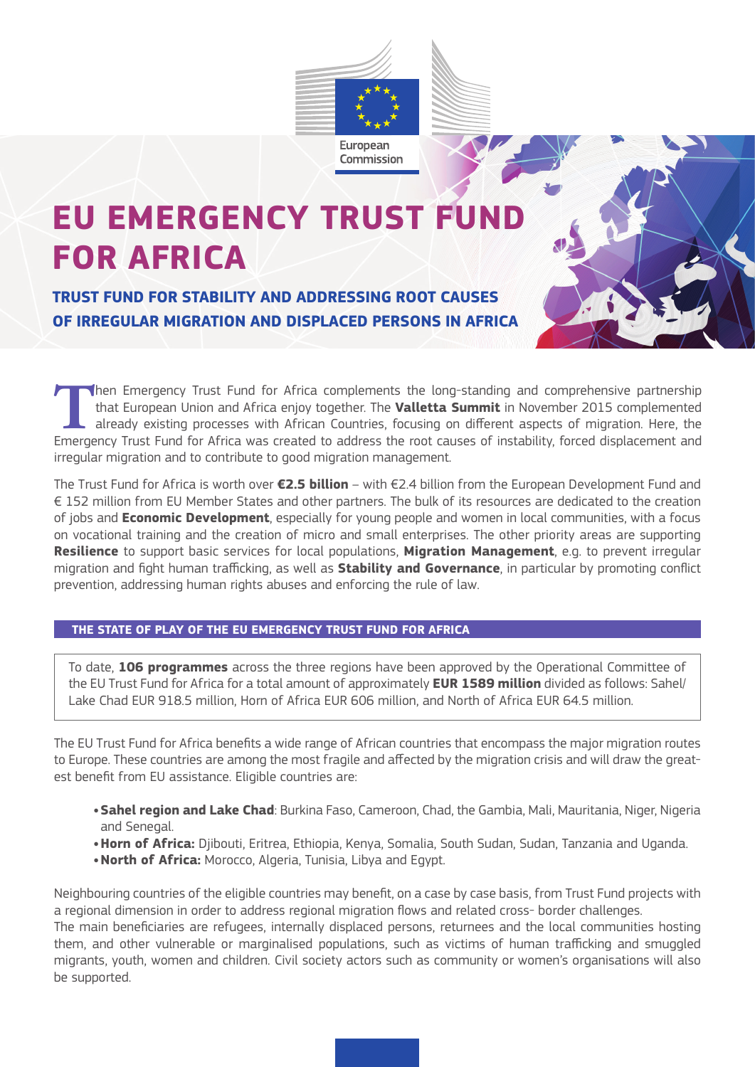European Commission

# EU EMERGENCY TRUST FUND FOR AFRICA

## TRUST FUND FOR STABILITY AND ADDRESSING ROOT CAUSES OF IRREGULAR MIGRATION AND DISPLACED PERSONS IN AFRICA

Then Emergency Trust Fund for Africa complements the long-standing and comprehensive partnership that European Union and Africa enjoy together. The **Valletta Summit** in November 2015 complemented already existing processes with African Countries, focusing on different aspects of migration. Here, the Emergency Trust Fund for Africa was created to address the root causes of instability, forced displacement and irregular migration and to contribute to good migration management.

The Trust Fund for Africa is worth over **€2.5 billion** – with €2.4 billion from the European Development Fund and € 152 million from EU Member States and other partners. The bulk of its resources are dedicated to the creation of jobs and **Economic Development**, especially for young people and women in local communities, with a focus on vocational training and the creation of micro and small enterprises. The other priority areas are supporting **Resilience** to support basic services for local populations, **Migration Management**, e.g. to prevent irregular migration and fight human trafficking, as well as **Stability and Governance**, in particular by promoting conflict prevention, addressing human rights abuses and enforcing the rule of law.

### THE STATE OF PLAY OF THE EU EMERGENCY TRUST FUND FOR AFRICA

To date, **106 programmes** across the three regions have been approved by the Operational Committee of the EU Trust Fund for Africa for a total amount of approximately **EUR 1589 million** divided as follows: Sahel/Lake Chad EUR 918.5 million, Horn of Africa EUR 606 million, and North of Africa EUR 64.5 million.

The EU Trust Fund for Africa benefits a wide range of African countries that encompass the major migration routes to Europe. These countries are among the most fragile and affected by the migration crisis and will draw the greatest benefit from EU assistance. Eligible countries are:

- **Sahel region and Lake Chad**: Burkina Faso, Cameroon, Chad, the Gambia, Mali, Mauritania, Niger, Nigeria and Senegal.
- **Horn of Africa:** Djibouti, Eritrea, Ethiopia, Kenya, Somalia, South Sudan, Sudan, Tanzania and Uganda.
- **North of Africa:** Morocco, Algeria, Tunisia, Libya and Egypt.

Neighbouring countries of the eligible countries may benefit, on a case by case basis, from Trust Fund projects with a regional dimension in order to address regional migration flows and related cross- border challenges.
The main beneficiaries are refugees, internally displaced persons, returnees and the local communities hosting them, and other vulnerable or marginalised populations, such as victims of human trafficking and smuggled migrants, youth, women and children. Civil society actors such as community or women's organisations will also be supported.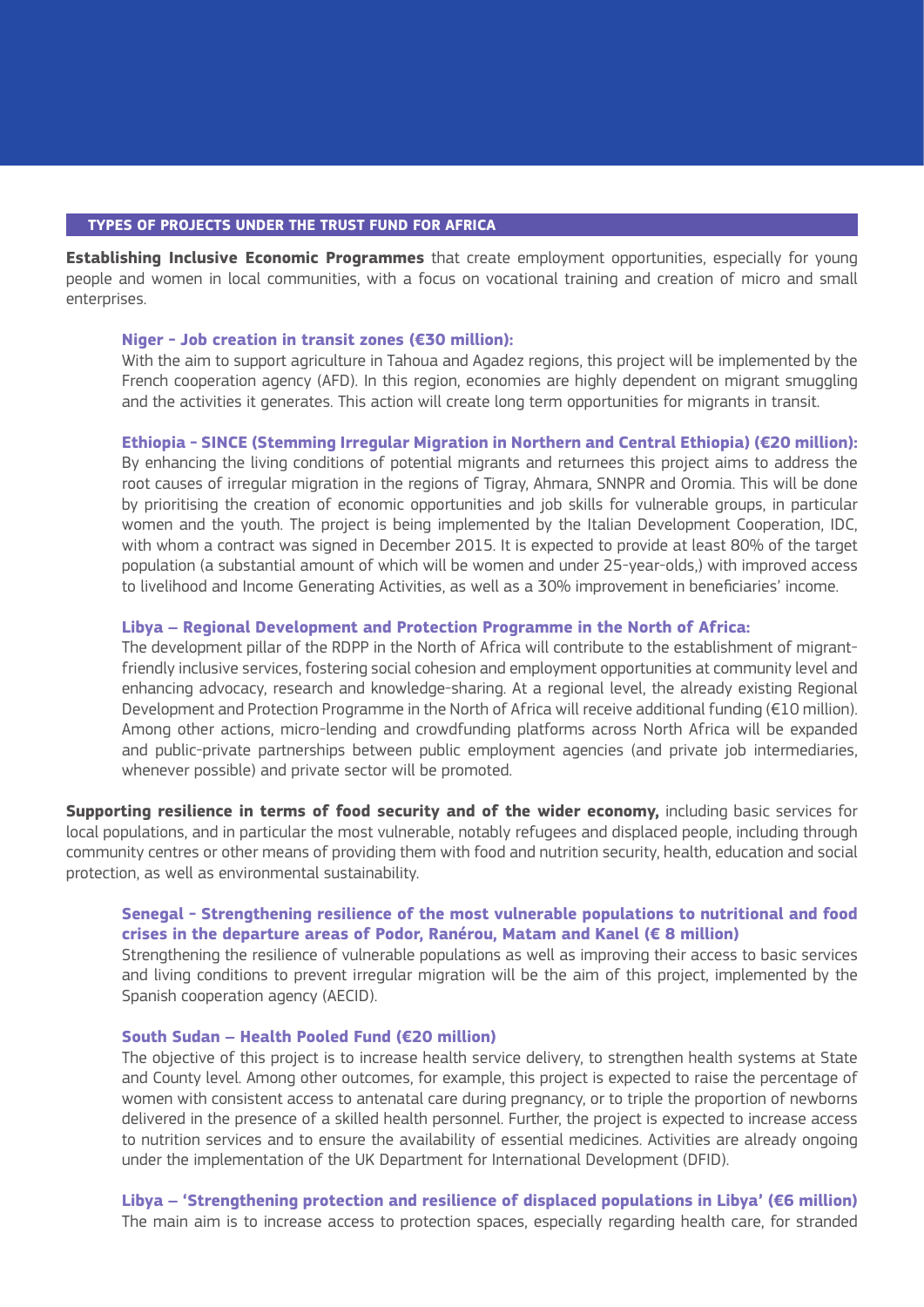## TYPES OF PROJECTS UNDER THE TRUST FUND FOR AFRICA

**Establishing Inclusive Economic Programmes** that create employment opportunities, especially for young people and women in local communities, with a focus on vocational training and creation of micro and small enterprises.

**Niger - Job creation in transit zones (€30 million):**
With the aim to support agriculture in Tahoua and Agadez regions, this project will be implemented by the French cooperation agency (AFD). In this region, economies are highly dependent on migrant smuggling and the activities it generates. This action will create long term opportunities for migrants in transit.

**Ethiopia - SINCE (Stemming Irregular Migration in Northern and Central Ethiopia) (€20 million):**
By enhancing the living conditions of potential migrants and returnees this project aims to address the root causes of irregular migration in the regions of Tigray, Ahmara, SNNPR and Oromia. This will be done by prioritising the creation of economic opportunities and job skills for vulnerable groups, in particular women and the youth. The project is being implemented by the Italian Development Cooperation, IDC, with whom a contract was signed in December 2015. It is expected to provide at least 80% of the target population (a substantial amount of which will be women and under 25-year-olds,) with improved access to livelihood and Income Generating Activities, as well as a 30% improvement in beneficiaries' income.

**Libya – Regional Development and Protection Programme in the North of Africa:**
The development pillar of the RDPP in the North of Africa will contribute to the establishment of migrant-friendly inclusive services, fostering social cohesion and employment opportunities at community level and enhancing advocacy, research and knowledge-sharing. At a regional level, the already existing Regional Development and Protection Programme in the North of Africa will receive additional funding (€10 million). Among other actions, micro-lending and crowdfunding platforms across North Africa will be expanded and public-private partnerships between public employment agencies (and private job intermediaries, whenever possible) and private sector will be promoted.

**Supporting resilience in terms of food security and of the wider economy,** including basic services for local populations, and in particular the most vulnerable, notably refugees and displaced people, including through community centres or other means of providing them with food and nutrition security, health, education and social protection, as well as environmental sustainability.

**Senegal - Strengthening resilience of the most vulnerable populations to nutritional and food crises in the departure areas of Podor, Ranérou, Matam and Kanel (€ 8 million)**
Strengthening the resilience of vulnerable populations as well as improving their access to basic services and living conditions to prevent irregular migration will be the aim of this project, implemented by the Spanish cooperation agency (AECID).

**South Sudan – Health Pooled Fund (€20 million)**
The objective of this project is to increase health service delivery, to strengthen health systems at State and County level. Among other outcomes, for example, this project is expected to raise the percentage of women with consistent access to antenatal care during pregnancy, or to triple the proportion of newborns delivered in the presence of a skilled health personnel. Further, the project is expected to increase access to nutrition services and to ensure the availability of essential medicines. Activities are already ongoing under the implementation of the UK Department for International Development (DFID).

**Libya – 'Strengthening protection and resilience of displaced populations in Libya' (€6 million)**
The main aim is to increase access to protection spaces, especially regarding health care, for stranded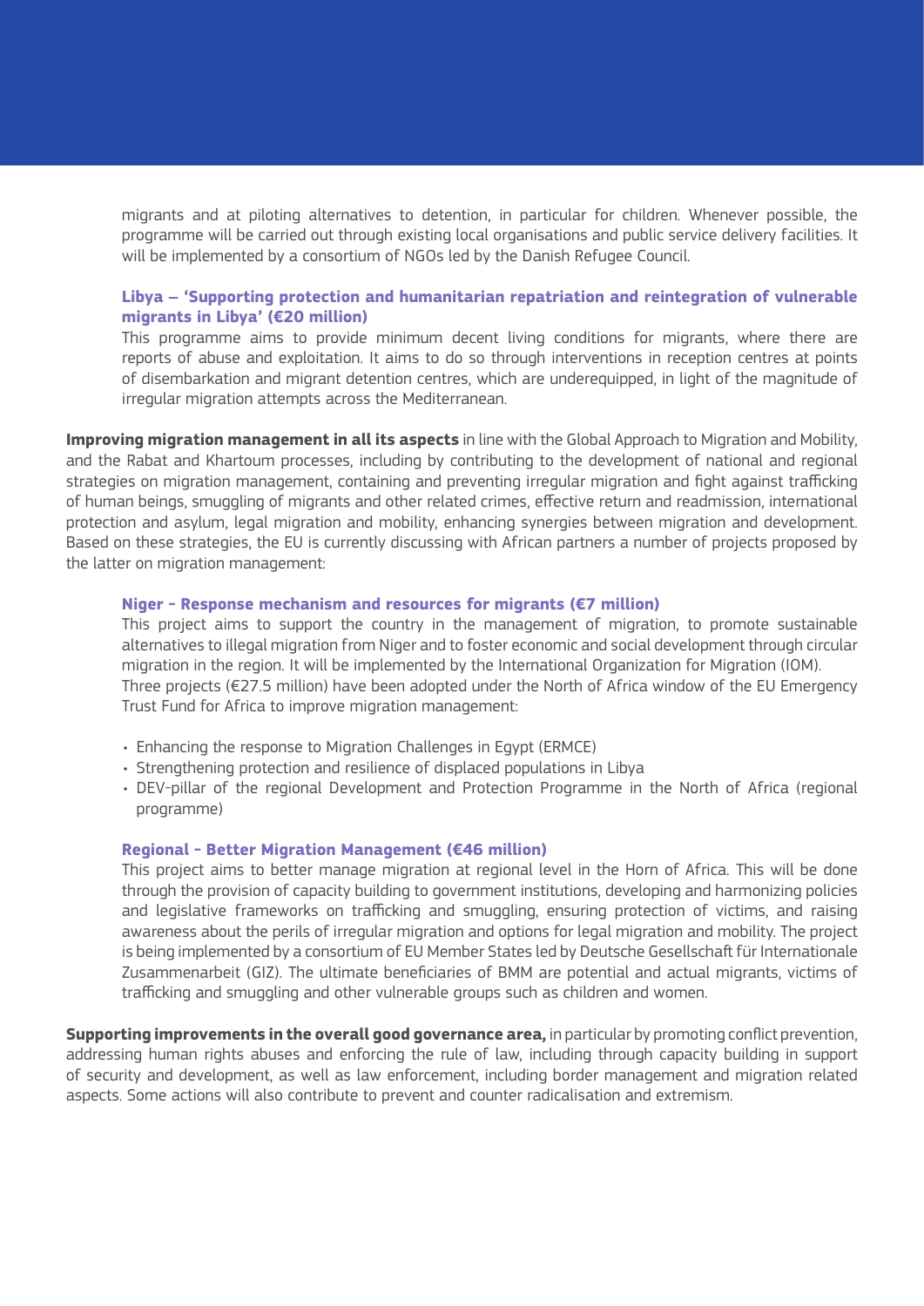migrants and at piloting alternatives to detention, in particular for children. Whenever possible, the programme will be carried out through existing local organisations and public service delivery facilities. It will be implemented by a consortium of NGOs led by the Danish Refugee Council.

**Libya – 'Supporting protection and humanitarian repatriation and reintegration of vulnerable migrants in Libya' (€20 million)**

This programme aims to provide minimum decent living conditions for migrants, where there are reports of abuse and exploitation. It aims to do so through interventions in reception centres at points of disembarkation and migrant detention centres, which are underequipped, in light of the magnitude of irregular migration attempts across the Mediterranean.

**Improving migration management in all its aspects** in line with the Global Approach to Migration and Mobility, and the Rabat and Khartoum processes, including by contributing to the development of national and regional strategies on migration management, containing and preventing irregular migration and fight against trafficking of human beings, smuggling of migrants and other related crimes, effective return and readmission, international protection and asylum, legal migration and mobility, enhancing synergies between migration and development. Based on these strategies, the EU is currently discussing with African partners a number of projects proposed by the latter on migration management:

**Niger - Response mechanism and resources for migrants (€7 million)**

This project aims to support the country in the management of migration, to promote sustainable alternatives to illegal migration from Niger and to foster economic and social development through circular migration in the region. It will be implemented by the International Organization for Migration (IOM).

Three projects (€27.5 million) have been adopted under the North of Africa window of the EU Emergency Trust Fund for Africa to improve migration management:

- Enhancing the response to Migration Challenges in Egypt (ERMCE)
- Strengthening protection and resilience of displaced populations in Libya
- DEV-pillar of the regional Development and Protection Programme in the North of Africa (regional programme)

**Regional - Better Migration Management (€46 million)**

This project aims to better manage migration at regional level in the Horn of Africa. This will be done through the provision of capacity building to government institutions, developing and harmonizing policies and legislative frameworks on trafficking and smuggling, ensuring protection of victims, and raising awareness about the perils of irregular migration and options for legal migration and mobility. The project is being implemented by a consortium of EU Member States led by Deutsche Gesellschaft für Internationale Zusammenarbeit (GIZ). The ultimate beneficiaries of BMM are potential and actual migrants, victims of trafficking and smuggling and other vulnerable groups such as children and women.

**Supporting improvements in the overall good governance area,** in particular by promoting conflict prevention, addressing human rights abuses and enforcing the rule of law, including through capacity building in support of security and development, as well as law enforcement, including border management and migration related aspects. Some actions will also contribute to prevent and counter radicalisation and extremism.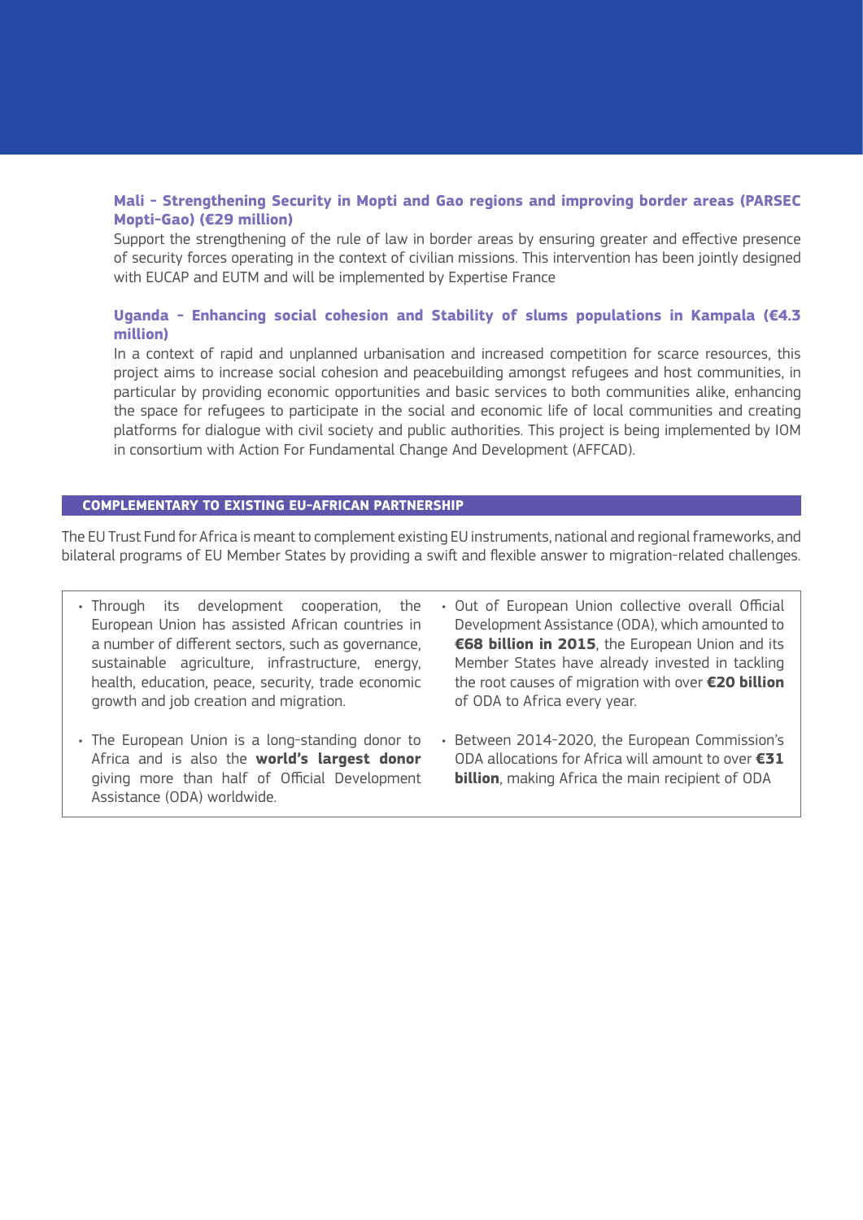**Mali - Strengthening Security in Mopti and Gao regions and improving border areas (PARSEC Mopti-Gao) (€29 million)**

Support the strengthening of the rule of law in border areas by ensuring greater and effective presence of security forces operating in the context of civilian missions. This intervention has been jointly designed with EUCAP and EUTM and will be implemented by Expertise France

**Uganda - Enhancing social cohesion and Stability of slums populations in Kampala (€4.3 million)**

In a context of rapid and unplanned urbanisation and increased competition for scarce resources, this project aims to increase social cohesion and peacebuilding amongst refugees and host communities, in particular by providing economic opportunities and basic services to both communities alike, enhancing the space for refugees to participate in the social and economic life of local communities and creating platforms for dialogue with civil society and public authorities. This project is being implemented by IOM in consortium with Action For Fundamental Change And Development (AFFCAD).

## COMPLEMENTARY TO EXISTING EU-AFRICAN PARTNERSHIP

The EU Trust Fund for Africa is meant to complement existing EU instruments, national and regional frameworks, and bilateral programs of EU Member States by providing a swift and flexible answer to migration-related challenges.

- Through its development cooperation, the European Union has assisted African countries in a number of different sectors, such as governance, sustainable agriculture, infrastructure, energy, health, education, peace, security, trade economic growth and job creation and migration.
- The European Union is a long-standing donor to Africa and is also the **world's largest donor** giving more than half of Official Development Assistance (ODA) worldwide.
- Out of European Union collective overall Official Development Assistance (ODA), which amounted to **€68 billion in 2015**, the European Union and its Member States have already invested in tackling the root causes of migration with over **€20 billion** of ODA to Africa every year.
- Between 2014-2020, the European Commission's ODA allocations for Africa will amount to over **€31 billion**, making Africa the main recipient of ODA